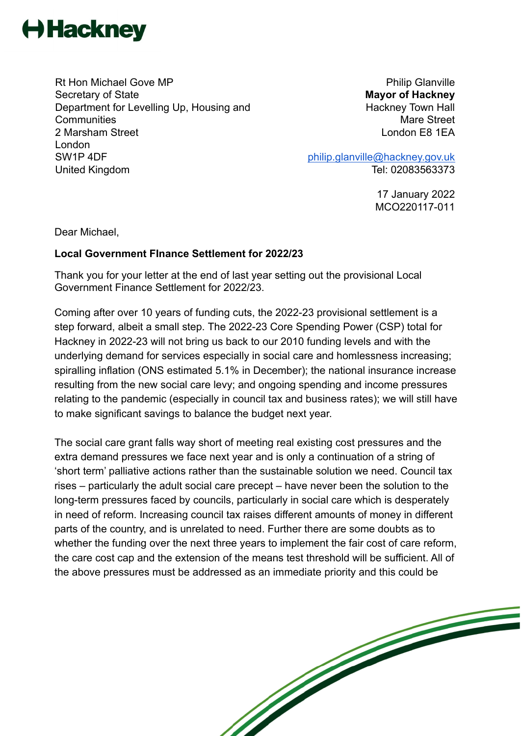Hackney

Rt Hon Michael Gove MP
Secretary of State
Department for Levelling Up, Housing and Communities
2 Marsham Street
London
SW1P 4DF
United Kingdom

Philip Glanville
**Mayor of Hackney**
Hackney Town Hall
Mare Street
London E8 1EA

philip.glanville@hackney.gov.uk
Tel: 02083563373

17 January 2022
MCO220117-011

Dear Michael,

**Local Government FInance Settlement for 2022/23**

Thank you for your letter at the end of last year setting out the provisional Local Government Finance Settlement for 2022/23.

Coming after over 10 years of funding cuts, the 2022-23 provisional settlement is a step forward, albeit a small step. The 2022-23 Core Spending Power (CSP) total for Hackney in 2022-23 will not bring us back to our 2010 funding levels and with the underlying demand for services especially in social care and homlessness increasing; spiralling inflation (ONS estimated 5.1% in December); the national insurance increase resulting from the new social care levy; and ongoing spending and income pressures relating to the pandemic (especially in council tax and business rates); we will still have to make significant savings to balance the budget next year.

The social care grant falls way short of meeting real existing cost pressures and the extra demand pressures we face next year and is only a continuation of a string of 'short term' palliative actions rather than the sustainable solution we need. Council tax rises – particularly the adult social care precept – have never been the solution to the long-term pressures faced by councils, particularly in social care which is desperately in need of reform. Increasing council tax raises different amounts of money in different parts of the country, and is unrelated to need. Further there are some doubts as to whether the funding over the next three years to implement the fair cost of care reform, the care cost cap and the extension of the means test threshold will be sufficient. All of the above pressures must be addressed as an immediate priority and this could be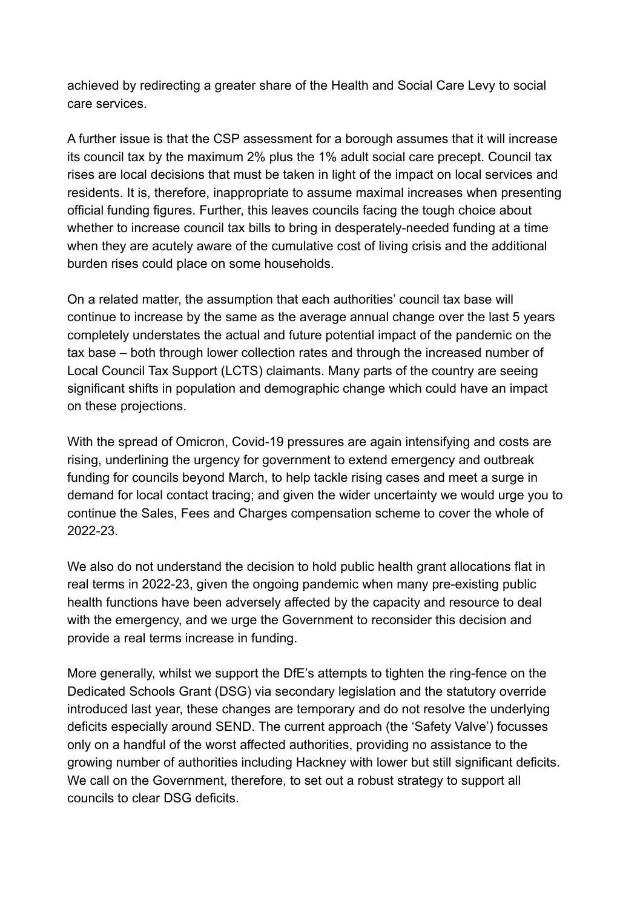achieved by redirecting a greater share of the Health and Social Care Levy to social care services.

A further issue is that the CSP assessment for a borough assumes that it will increase its council tax by the maximum 2% plus the 1% adult social care precept. Council tax rises are local decisions that must be taken in light of the impact on local services and residents. It is, therefore, inappropriate to assume maximal increases when presenting official funding figures. Further, this leaves councils facing the tough choice about whether to increase council tax bills to bring in desperately-needed funding at a time when they are acutely aware of the cumulative cost of living crisis and the additional burden rises could place on some households.

On a related matter, the assumption that each authorities' council tax base will continue to increase by the same as the average annual change over the last 5 years completely understates the actual and future potential impact of the pandemic on the tax base – both through lower collection rates and through the increased number of Local Council Tax Support (LCTS) claimants. Many parts of the country are seeing significant shifts in population and demographic change which could have an impact on these projections.

With the spread of Omicron, Covid-19 pressures are again intensifying and costs are rising, underlining the urgency for government to extend emergency and outbreak funding for councils beyond March, to help tackle rising cases and meet a surge in demand for local contact tracing; and given the wider uncertainty we would urge you to continue the Sales, Fees and Charges compensation scheme to cover the whole of 2022-23.

We also do not understand the decision to hold public health grant allocations flat in real terms in 2022-23, given the ongoing pandemic when many pre-existing public health functions have been adversely affected by the capacity and resource to deal with the emergency, and we urge the Government to reconsider this decision and provide a real terms increase in funding.

More generally, whilst we support the DfE's attempts to tighten the ring-fence on the Dedicated Schools Grant (DSG) via secondary legislation and the statutory override introduced last year, these changes are temporary and do not resolve the underlying deficits especially around SEND. The current approach (the 'Safety Valve') focusses only on a handful of the worst affected authorities, providing no assistance to the growing number of authorities including Hackney with lower but still significant deficits. We call on the Government, therefore, to set out a robust strategy to support all councils to clear DSG deficits.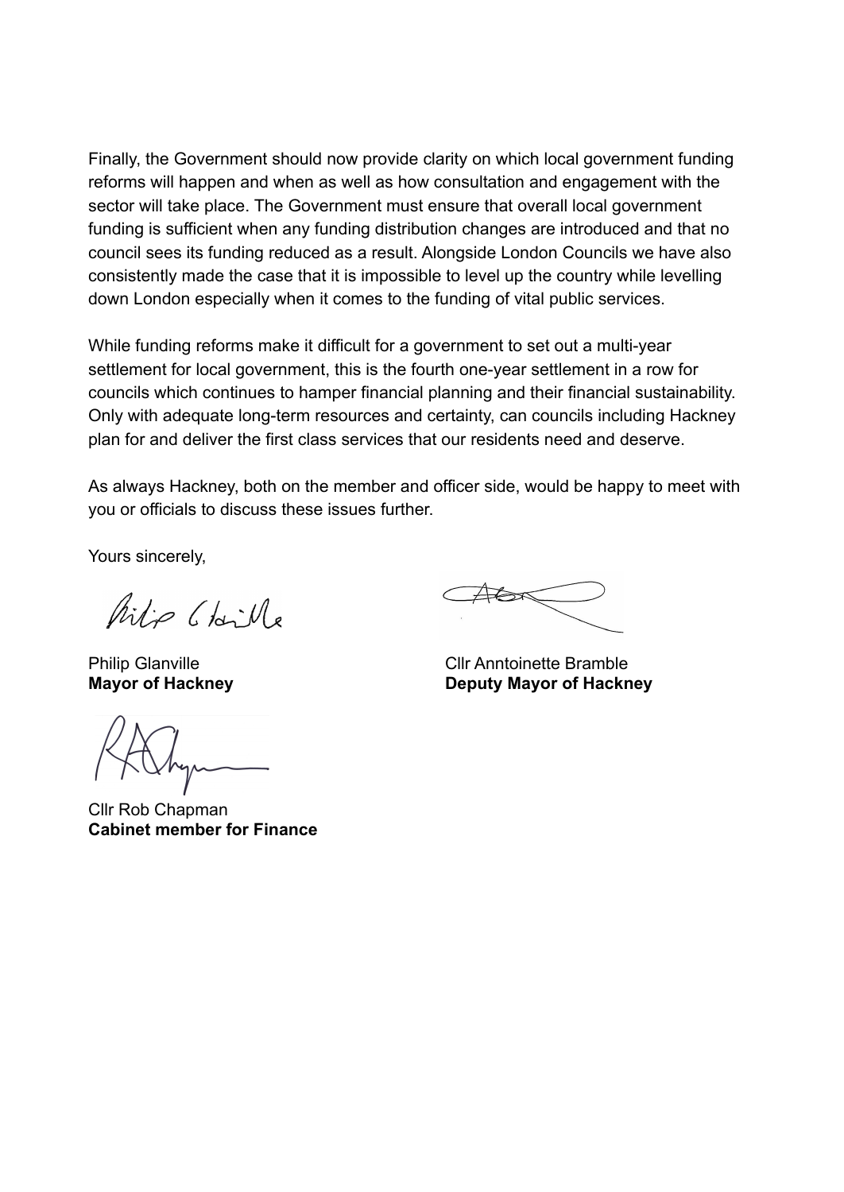Finally, the Government should now provide clarity on which local government funding reforms will happen and when as well as how consultation and engagement with the sector will take place. The Government must ensure that overall local government funding is sufficient when any funding distribution changes are introduced and that no council sees its funding reduced as a result. Alongside London Councils we have also consistently made the case that it is impossible to level up the country while levelling down London especially when it comes to the funding of vital public services.

While funding reforms make it difficult for a government to set out a multi-year settlement for local government, this is the fourth one-year settlement in a row for councils which continues to hamper financial planning and their financial sustainability. Only with adequate long-term resources and certainty, can councils including Hackney plan for and deliver the first class services that our residents need and deserve.

As always Hackney, both on the member and officer side, would be happy to meet with you or officials to discuss these issues further.

Yours sincerely,

Philip Glanville
**Mayor of Hackney**

Cllr Anntoinette Bramble
**Deputy Mayor of Hackney**

Cllr Rob Chapman
**Cabinet member for Finance**